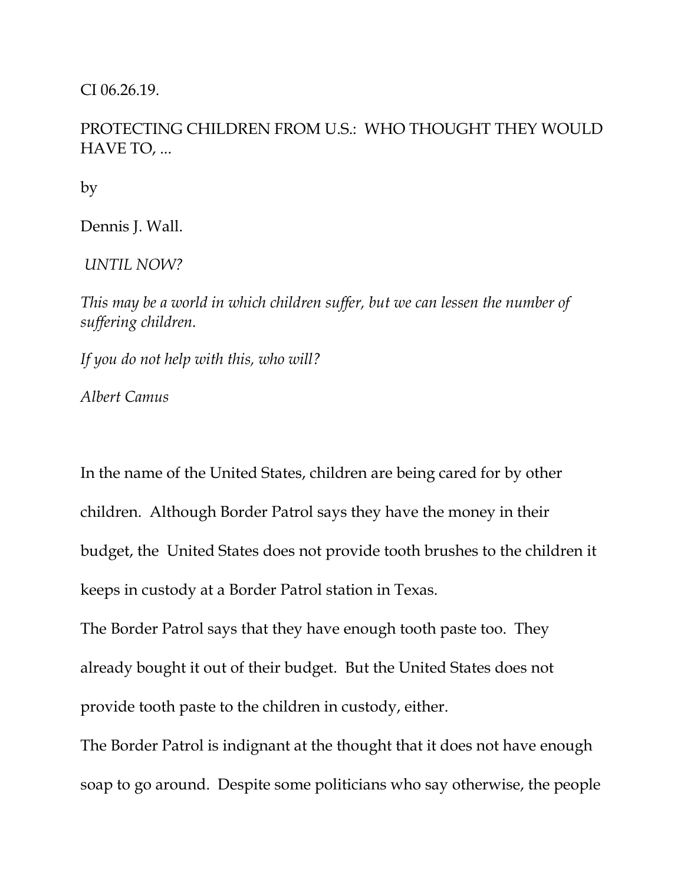CI 06.26.19.

# PROTECTING CHILDREN FROM U.S.: WHO THOUGHT THEY WOULD HAVE TO, ...

by

Dennis J. Wall.

*UNTIL NOW?*

*This may be a world in which children suffer, but we can lessen the number of suffering children.*

*If you do not help with this, who will?*

*Albert Camus*

In the name of the United States, children are being cared for by other children. Although Border Patrol says they have the money in their budget, the United States does not provide tooth brushes to the children it keeps in custody at a Border Patrol station in Texas.

The Border Patrol says that they have enough tooth paste too. They already bought it out of their budget. But the United States does not provide tooth paste to the children in custody, either.

The Border Patrol is indignant at the thought that it does not have enough soap to go around. Despite some politicians who say otherwise, the people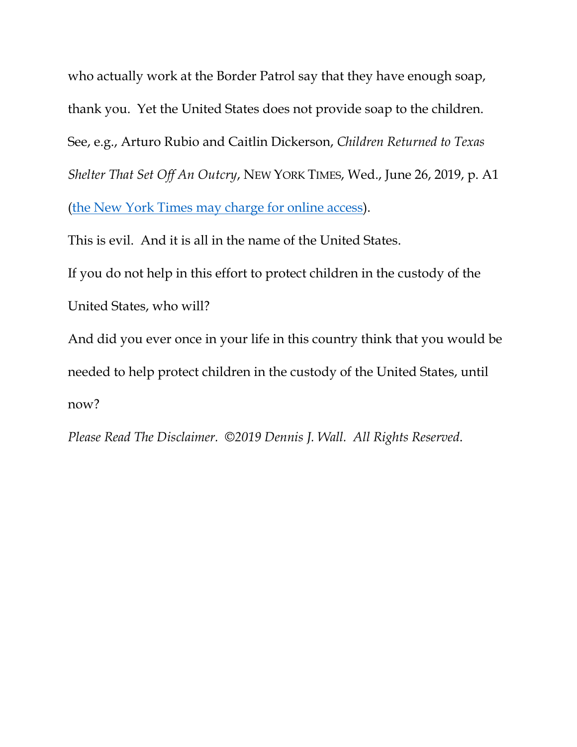who actually work at the Border Patrol say that they have enough soap, thank you. Yet the United States does not provide soap to the children. See, e.g., Arturo Rubio and Caitlin Dickerson, *Children Returned to Texas Shelter That Set Off An Outcry*, NEW YORK TIMES, Wed., June 26, 2019, p. A1 (the New York Times may charge for online access).

This is evil. And it is all in the name of the United States.

If you do not help in this effort to protect children in the custody of the United States, who will?

And did you ever once in your life in this country think that you would be needed to help protect children in the custody of the United States, until now?

*Please Read The Disclaimer. ©2019 Dennis J. Wall. All Rights Reserved.*